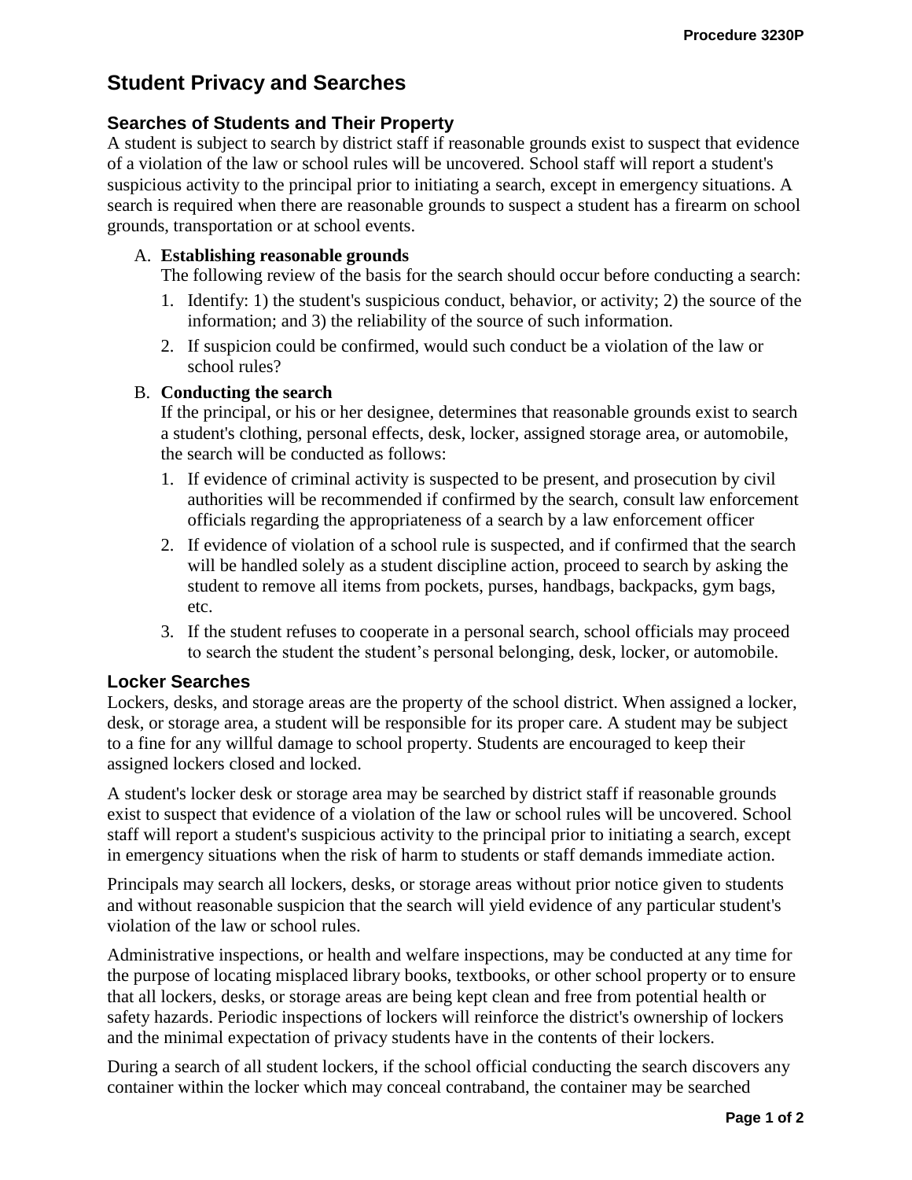# Student Privacy and Searches

## Searches of Students and Their Property

A student is subject to search by district staff if reasonable grounds exist to suspect that evidence of a violation of the law or school rules will be uncovered. School staff will report a student's suspicious activity to the principal prior to initiating a search, except in emergency situations. A search is required when there are reasonable grounds to suspect a student has a firearm on school grounds, transportation or at school events.

A. **Establishing reasonable grounds**

   The following review of the basis for the search should occur before conducting a search:

   1. Identify: 1) the student's suspicious conduct, behavior, or activity; 2) the source of the information; and 3) the reliability of the source of such information.
   2. If suspicion could be confirmed, would such conduct be a violation of the law or school rules?

B. **Conducting the search**

   If the principal, or his or her designee, determines that reasonable grounds exist to search a student's clothing, personal effects, desk, locker, assigned storage area, or automobile, the search will be conducted as follows:

   1. If evidence of criminal activity is suspected to be present, and prosecution by civil authorities will be recommended if confirmed by the search, consult law enforcement officials regarding the appropriateness of a search by a law enforcement officer
   2. If evidence of violation of a school rule is suspected, and if confirmed that the search will be handled solely as a student discipline action, proceed to search by asking the student to remove all items from pockets, purses, handbags, backpacks, gym bags, etc.
   3. If the student refuses to cooperate in a personal search, school officials may proceed to search the student the student's personal belonging, desk, locker, or automobile.

## Locker Searches

Lockers, desks, and storage areas are the property of the school district. When assigned a locker, desk, or storage area, a student will be responsible for its proper care. A student may be subject to a fine for any willful damage to school property. Students are encouraged to keep their assigned lockers closed and locked.

A student's locker desk or storage area may be searched by district staff if reasonable grounds exist to suspect that evidence of a violation of the law or school rules will be uncovered. School staff will report a student's suspicious activity to the principal prior to initiating a search, except in emergency situations when the risk of harm to students or staff demands immediate action.

Principals may search all lockers, desks, or storage areas without prior notice given to students and without reasonable suspicion that the search will yield evidence of any particular student's violation of the law or school rules.

Administrative inspections, or health and welfare inspections, may be conducted at any time for the purpose of locating misplaced library books, textbooks, or other school property or to ensure that all lockers, desks, or storage areas are being kept clean and free from potential health or safety hazards. Periodic inspections of lockers will reinforce the district's ownership of lockers and the minimal expectation of privacy students have in the contents of their lockers.

During a search of all student lockers, if the school official conducting the search discovers any container within the locker which may conceal contraband, the container may be searched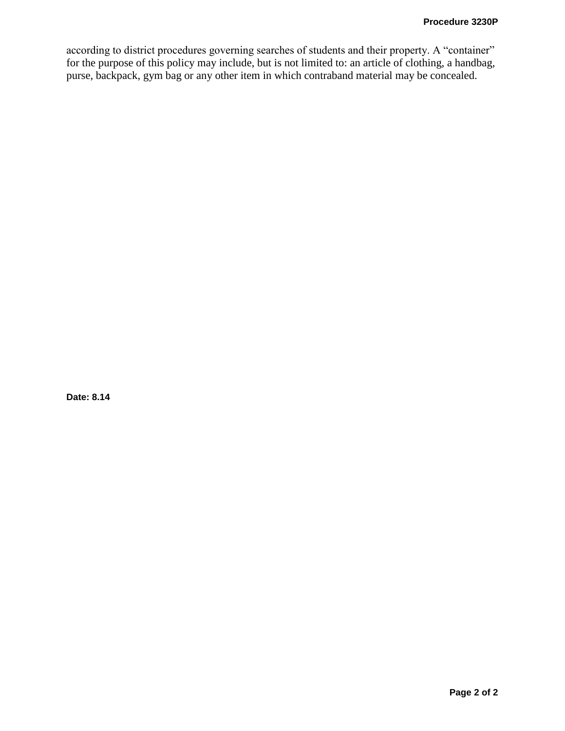according to district procedures governing searches of students and their property. A “container” for the purpose of this policy may include, but is not limited to: an article of clothing, a handbag, purse, backpack, gym bag or any other item in which contraband material may be concealed.

**Date: 8.14**